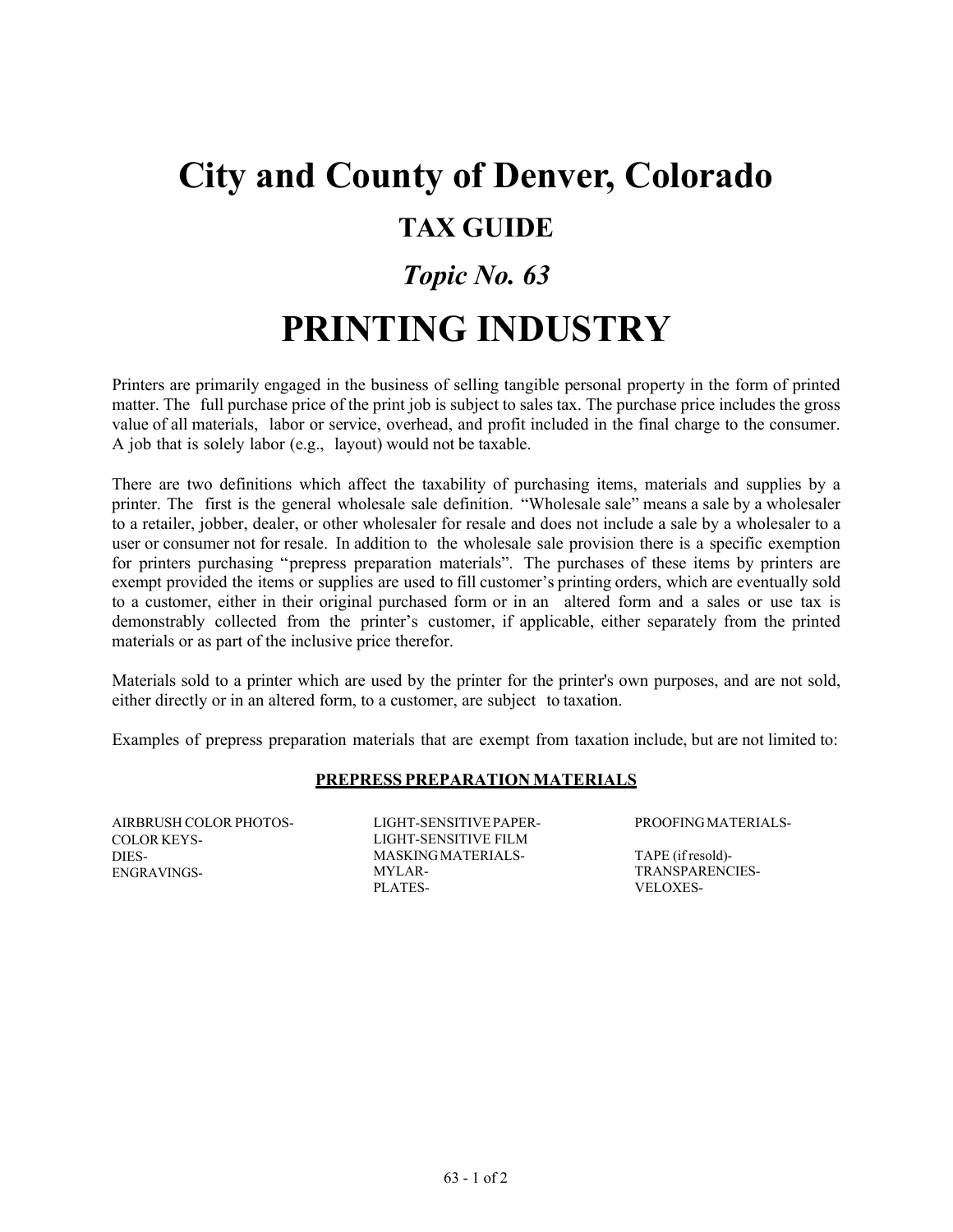# City and County of Denver, Colorado

## TAX GUIDE

### *Topic No. 63*

# PRINTING INDUSTRY

Printers are primarily engaged in the business of selling tangible personal property in the form of printed matter. The full purchase price of the print job is subject to sales tax. The purchase price includes the gross value of all materials, labor or service, overhead, and profit included in the final charge to the consumer. A job that is solely labor (e.g., layout) would not be taxable.

There are two definitions which affect the taxability of purchasing items, materials and supplies by a printer. The first is the general wholesale sale definition. "Wholesale sale" means a sale by a wholesaler to a retailer, jobber, dealer, or other wholesaler for resale and does not include a sale by a wholesaler to a user or consumer not for resale. In addition to the wholesale sale provision there is a specific exemption for printers purchasing "prepress preparation materials". The purchases of these items by printers are exempt provided the items or supplies are used to fill customer's printing orders, which are eventually sold to a customer, either in their original purchased form or in an altered form and a sales or use tax is demonstrably collected from the printer's customer, if applicable, either separately from the printed materials or as part of the inclusive price therefor.

Materials sold to a printer which are used by the printer for the printer's own purposes, and are not sold, either directly or in an altered form, to a customer, are subject to taxation.

Examples of prepress preparation materials that are exempt from taxation include, but are not limited to:

**<u>PREPRESS PREPARATION MATERIALS</u>**

AIRBRUSH COLOR PHOTOS-
COLOR KEYS-
DIES-
ENGRAVINGS-
LIGHT-SENSITIVE PAPER-
LIGHT-SENSITIVE FILM
MASKING MATERIALS-
MYLAR-
PLATES-
PROOFING MATERIALS-
TAPE (if resold)-
TRANSPARENCIES-
VELOXES-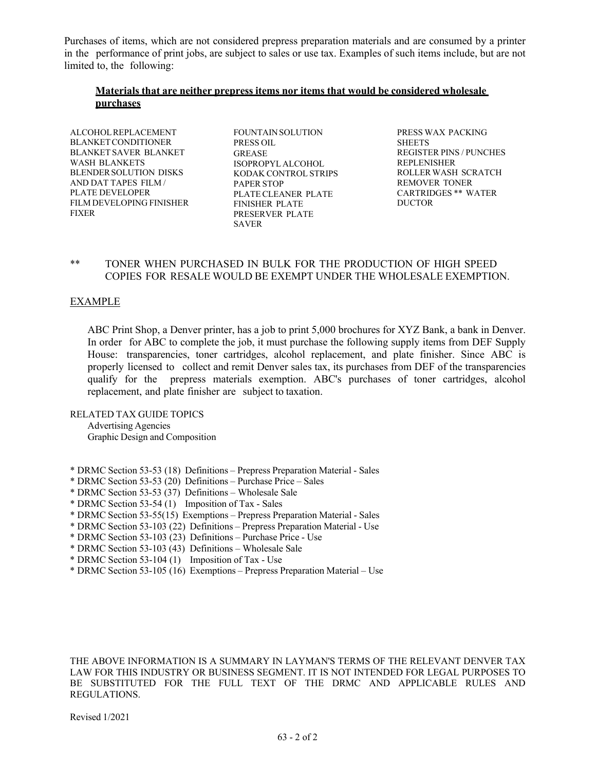Purchases of items, which are not considered prepress preparation materials and are consumed by a printer in the performance of print jobs, are subject to sales or use tax. Examples of such items include, but are not limited to, the following:

**<u>Materials that are neither prepress items nor items that would be considered wholesale purchases</u>**

ALCOHOL REPLACEMENT
BLANKET CONDITIONER
BLANKET SAVER BLANKET WASH BLANKETS
BLENDER SOLUTION DISKS AND DAT TAPES FILM / PLATE DEVELOPER
FILM DEVELOPING FINISHER
FIXER
FOUNTAIN SOLUTION
PRESS OIL
GREASE
ISOPROPYL ALCOHOL
KODAK CONTROL STRIPS
PAPER STOP
PLATE CLEANER PLATE FINISHER PLATE PRESERVER PLATE SAVER
PRESS WAX PACKING SHEETS
REGISTER PINS / PUNCHES
REPLENISHER
ROLLER WASH SCRATCH REMOVER TONER CARTRIDGES ** WATER DUCTOR

** TONER WHEN PURCHASED IN BULK FOR THE PRODUCTION OF HIGH SPEED COPIES FOR RESALE WOULD BE EXEMPT UNDER THE WHOLESALE EXEMPTION.

<u>EXAMPLE</u>

ABC Print Shop, a Denver printer, has a job to print 5,000 brochures for XYZ Bank, a bank in Denver. In order for ABC to complete the job, it must purchase the following supply items from DEF Supply House: transparencies, toner cartridges, alcohol replacement, and plate finisher. Since ABC is properly licensed to collect and remit Denver sales tax, its purchases from DEF of the transparencies qualify for the prepress materials exemption. ABC's purchases of toner cartridges, alcohol replacement, and plate finisher are subject to taxation.

RELATED TAX GUIDE TOPICS

- Advertising Agencies
- Graphic Design and Composition

* DRMC Section 53-53 (18) Definitions – Prepress Preparation Material - Sales
* DRMC Section 53-53 (20) Definitions – Purchase Price – Sales
* DRMC Section 53-53 (37) Definitions – Wholesale Sale
* DRMC Section 53-54 (1) Imposition of Tax - Sales
* DRMC Section 53-55(15) Exemptions – Prepress Preparation Material - Sales
* DRMC Section 53-103 (22) Definitions – Prepress Preparation Material - Use
* DRMC Section 53-103 (23) Definitions – Purchase Price - Use
* DRMC Section 53-103 (43) Definitions – Wholesale Sale
* DRMC Section 53-104 (1) Imposition of Tax - Use
* DRMC Section 53-105 (16) Exemptions – Prepress Preparation Material – Use

THE ABOVE INFORMATION IS A SUMMARY IN LAYMAN'S TERMS OF THE RELEVANT DENVER TAX LAW FOR THIS INDUSTRY OR BUSINESS SEGMENT. IT IS NOT INTENDED FOR LEGAL PURPOSES TO BE SUBSTITUTED FOR THE FULL TEXT OF THE DRMC AND APPLICABLE RULES AND REGULATIONS.

Revised 1/2021